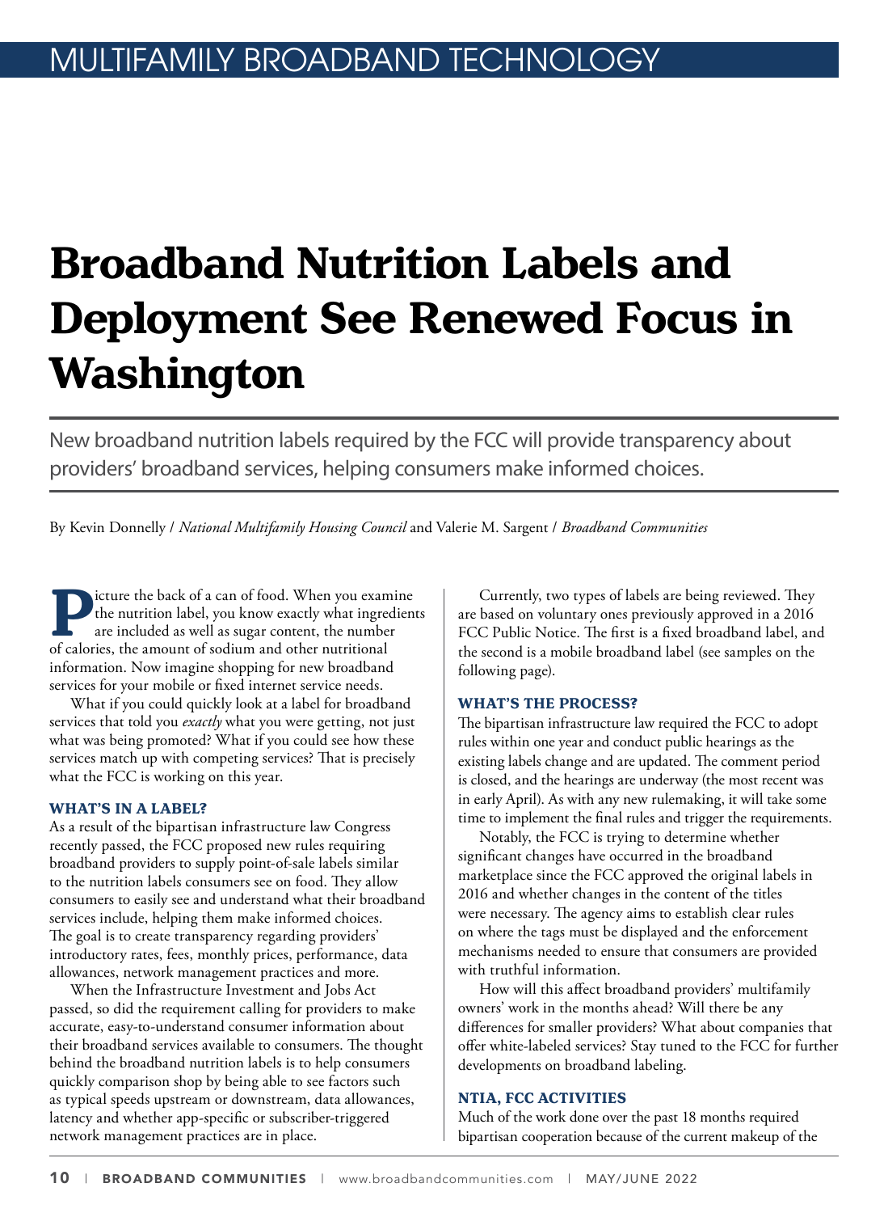MULTIFAMILY BROADBAND TECHNOLOGY

# Broadband Nutrition Labels and Deployment See Renewed Focus in Washington

New broadband nutrition labels required by the FCC will provide transparency about providers' broadband services, helping consumers make informed choices.

By Kevin Donnelly / *National Multifamily Housing Council* and Valerie M. Sargent / *Broadband Communities*

Picture the back of a can of food. When you examine the nutrition label, you know exactly what ingredients are included as well as sugar content, the number of calories, the amount of sodium and other nutritional information. Now imagine shopping for new broadband services for your mobile or fixed internet service needs.

What if you could quickly look at a label for broadband services that told you *exactly* what you were getting, not just what was being promoted? What if you could see how these services match up with competing services? That is precisely what the FCC is working on this year.

### WHAT'S IN A LABEL?

As a result of the bipartisan infrastructure law Congress recently passed, the FCC proposed new rules requiring broadband providers to supply point-of-sale labels similar to the nutrition labels consumers see on food. They allow consumers to easily see and understand what their broadband services include, helping them make informed choices. The goal is to create transparency regarding providers' introductory rates, fees, monthly prices, performance, data allowances, network management practices and more.

When the Infrastructure Investment and Jobs Act passed, so did the requirement calling for providers to make accurate, easy-to-understand consumer information about their broadband services available to consumers. The thought behind the broadband nutrition labels is to help consumers quickly comparison shop by being able to see factors such as typical speeds upstream or downstream, data allowances, latency and whether app-specific or subscriber-triggered network management practices are in place.

Currently, two types of labels are being reviewed. They are based on voluntary ones previously approved in a 2016 FCC Public Notice. The first is a fixed broadband label, and the second is a mobile broadband label (see samples on the following page).

### WHAT'S THE PROCESS?

The bipartisan infrastructure law required the FCC to adopt rules within one year and conduct public hearings as the existing labels change and are updated. The comment period is closed, and the hearings are underway (the most recent was in early April). As with any new rulemaking, it will take some time to implement the final rules and trigger the requirements.

Notably, the FCC is trying to determine whether significant changes have occurred in the broadband marketplace since the FCC approved the original labels in 2016 and whether changes in the content of the titles were necessary. The agency aims to establish clear rules on where the tags must be displayed and the enforcement mechanisms needed to ensure that consumers are provided with truthful information.

How will this affect broadband providers' multifamily owners' work in the months ahead? Will there be any differences for smaller providers? What about companies that offer white-labeled services? Stay tuned to the FCC for further developments on broadband labeling.

### NTIA, FCC ACTIVITIES

Much of the work done over the past 18 months required bipartisan cooperation because of the current makeup of the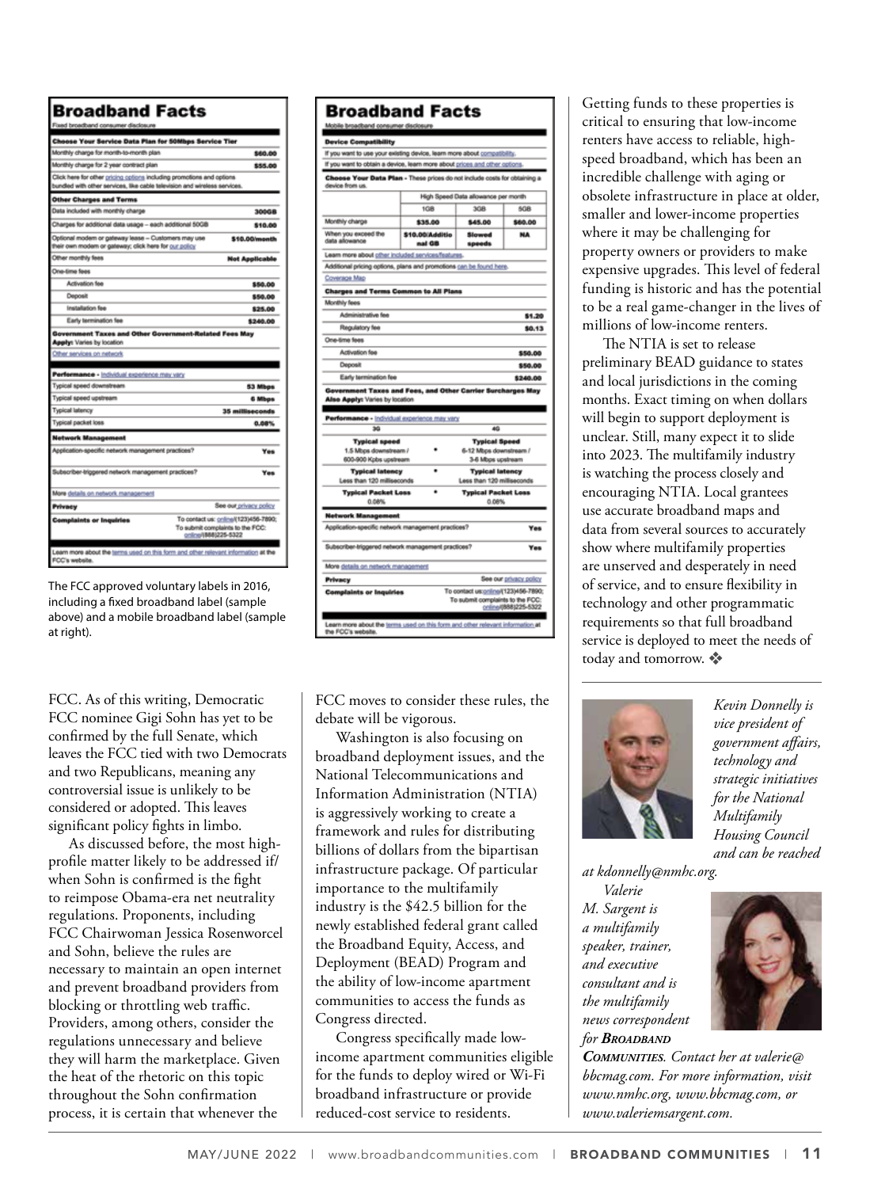## Broadband Facts

Fixed broadband consumer disclosure

| | |
|---|---|
| **Choose Your Service Data Plan for 50Mbps Service Tier** | |
| Monthly charge for month-to-month plan | $60.00 |
| Monthly charge for 2 year contract plan | $55.00 |
| Click here for other pricing options including promotions and options bundled with other services, like cable television and wireless services. | |
| **Other Charges and Terms** | |
| Data included with monthly charge | 300GB |
| Charges for additional data usage – each additional 50GB | $10.00 |
| Optional modem or gateway lease – Customers may use their own modem or gateway; click here for our policy | $10.00/month |
| Other monthly fees | Not Applicable |
| One-time fees | |
| Activation fee | $50.00 |
| Deposit | $50.00 |
| Installation fee | $25.00 |
| Early termination fee | $240.00 |
| **Government Taxes and Other Government-Related Fees May Apply:** Varies by location | |
| Other services on network | |
| **Performance** - Individual experience may vary | |
| Typical speed downstream | 53 Mbps |
| Typical speed upstream | 6 Mbps |
| Typical latency | 35 milliseconds |
| Typical packet loss | 0.08% |
| **Network Management** | |
| Application-specific network management practices? | Yes |
| Subscriber-triggered network management practices? | Yes |
| More details on network management | |
| **Privacy** | See our privacy policy |
| **Complaints or Inquiries** | To contact us: online/(123)456-7890; To submit complaints to the FCC: online/(888)225-5322 |
| Learn more about the terms used on this form and other relevant information at the FCC's website. | |

## Broadband Facts

Mobile broadband consumer disclosure

**Device Compatibility**

If you want to use your existing device, learn more about compatibility.

If you want to obtain a device, learn more about prices and other options.

**Choose Your Data Plan** - These prices do not include costs for obtaining a device from us.

| | High Speed Data allowance per month | | |
|---|---|---|---|
| | 1GB | 3GB | 5GB |
| Monthly charge | $35.00 | $45.00 | $60.00 |
| When you exceed the data allowance | $10.00/Additional GB | Slowed speeds | NA |

Learn more about other included services/features.

Additional pricing options, plans and promotions can be found here.

Coverage Map

| | |
|---|---|
| **Charges and Terms Common to All Plans** | |
| Monthly fees | |
| Administrative fee | $1.20 |
| Regulatory fee | $0.13 |
| One-time fees | |
| Activation fee | $50.00 |
| Deposit | $50.00 |
| Early termination fee | $240.00 |

**Government Taxes and Fees, and Other Carrier Surcharges May Also Apply:** Varies by location

**Performance** - Individual experience may vary

| 3G | 4G |
|---|---|
| **Typical speed** 1.5 Mbps downstream / 600-900 Kpbs upstream | **Typical Speed** 6-12 Mbps downstream / 3-6 Mbps upstream |
| **Typical latency** Less than 120 milliseconds | **Typical latency** Less than 120 milliseconds |
| **Typical Packet Loss** 0.08% | **Typical Packet Loss** 0.08% |

| | |
|---|---|
| **Network Management** | |
| Application-specific network management practices? | Yes |
| Subscriber-triggered network management practices? | Yes |
| More details on network management | |
| **Privacy** | See our privacy policy |
| **Complaints or Inquiries** | To contact us: online/(123)456-7890; To submit complaints to the FCC: online/(888)225-5322 |

Learn more about the terms used on this form and other relevant information at the FCC's website.

The FCC approved voluntary labels in 2016, including a fixed broadband label (sample above) and a mobile broadband label (sample at right).

FCC. As of this writing, Democratic FCC nominee Gigi Sohn has yet to be confirmed by the full Senate, which leaves the FCC tied with two Democrats and two Republicans, meaning any controversial issue is unlikely to be considered or adopted. This leaves significant policy fights in limbo.

As discussed before, the most high-profile matter likely to be addressed if/when Sohn is confirmed is the fight to reimpose Obama-era net neutrality regulations. Proponents, including FCC Chairwoman Jessica Rosenworcel and Sohn, believe the rules are necessary to maintain an open internet and prevent broadband providers from blocking or throttling web traffic. Providers, among others, consider the regulations unnecessary and believe they will harm the marketplace. Given the heat of the rhetoric on this topic throughout the Sohn confirmation process, it is certain that whenever the FCC moves to consider these rules, the debate will be vigorous.

Washington is also focusing on broadband deployment issues, and the National Telecommunications and Information Administration (NTIA) is aggressively working to create a framework and rules for distributing billions of dollars from the bipartisan infrastructure package. Of particular importance to the multifamily industry is the $42.5 billion for the newly established federal grant called the Broadband Equity, Access, and Deployment (BEAD) Program and the ability of low-income apartment communities to access the funds as Congress directed.

Congress specifically made low-income apartment communities eligible for the funds to deploy wired or Wi-Fi broadband infrastructure or provide reduced-cost service to residents. Getting funds to these properties is critical to ensuring that low-income renters have access to reliable, high-speed broadband, which has been an incredible challenge with aging or obsolete infrastructure in place at older, smaller and lower-income properties where it may be challenging for property owners or providers to make expensive upgrades. This level of federal funding is historic and has the potential to be a real game-changer in the lives of millions of low-income renters.

The NTIA is set to release preliminary BEAD guidance to states and local jurisdictions in the coming months. Exact timing on when dollars will begin to support deployment is unclear. Still, many expect it to slide into 2023. The multifamily industry is watching the process closely and encouraging NTIA. Local grantees use accurate broadband maps and data from several sources to accurately show where multifamily properties are unserved and desperately in need of service, and to ensure flexibility in technology and other programmatic requirements so that full broadband service is deployed to meet the needs of today and tomorrow. ❖

*Kevin Donnelly is vice president of government affairs, technology and strategic initiatives for the National Multifamily Housing Council and can be reached at kdonnelly@nmhc.org.*

*Valerie M. Sargent is a multifamily speaker, trainer, and executive consultant and is the multifamily news correspondent for **Broadband Communities**. Contact her at valerie@bbcmag.com. For more information, visit www.nmhc.org, www.bbcmag.com, or www.valeriemsargent.com.*